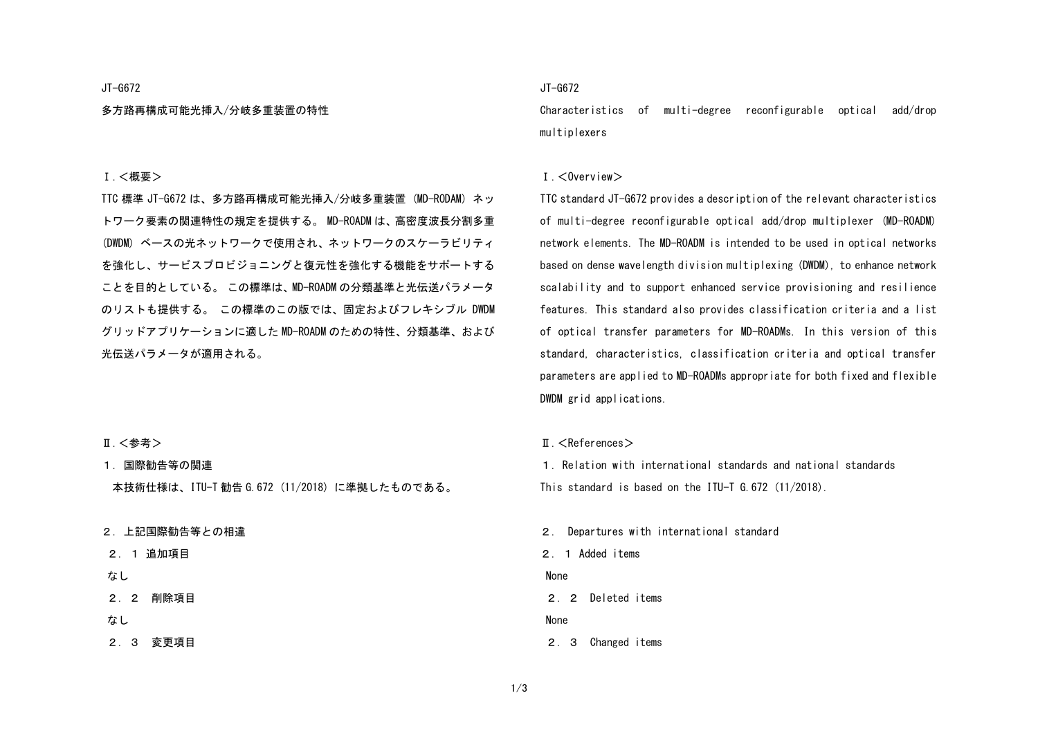JT-G672

多方路再構成可能光挿入/分岐多重装置の特性

Ⅰ.＜概要＞

TTC 標準 JT-G672 は、多方路再構成可能光挿入/分岐多重装置（MD-RODAM）ネットワーク要素の関連特性の規定を提供する。 MD-ROADM は、高密度波長分割多重(DWDM) ベースの光ネットワークで使用され、ネットワークのスケーラビリティを強化し、サービスプロビジョニングと復元性を強化する機能をサポートすることを目的としている。 この標準は、MD-ROADM の分類基準と光伝送パラメータのリストも提供する。 この標準のこの版では、固定およびフレキシブル DWDM グリッドアプリケーションに適した MD-ROADM のための特性、分類基準、および光伝送パラメータが適用される。

Ⅱ.＜参考＞

1．国際勧告等の関連

本技術仕様は、ITU-T 勧告 G.672 (11/2018) に準拠したものである。

2．上記国際勧告等との相違

2．1 追加項目

なし

2．2 削除項目

なし

2．3 変更項目

---

JT-G672

Characteristics of multi-degree reconfigurable optical add/drop multiplexers

Ⅰ.＜Overview＞

TTC standard JT-G672 provides a description of the relevant characteristics of multi-degree reconfigurable optical add/drop multiplexer (MD-ROADM) network elements. The MD-ROADM is intended to be used in optical networks based on dense wavelength division multiplexing (DWDM), to enhance network scalability and to support enhanced service provisioning and resilience features. This standard also provides classification criteria and a list of optical transfer parameters for MD-ROADMs. In this version of this standard, characteristics, classification criteria and optical transfer parameters are applied to MD-ROADMs appropriate for both fixed and flexible DWDM grid applications.

Ⅱ.＜References＞

1．Relation with international standards and national standards

This standard is based on the ITU-T G.672 (11/2018).

2． Departures with international standard

2．1 Added items

None

2．2 Deleted items

None

2．3 Changed items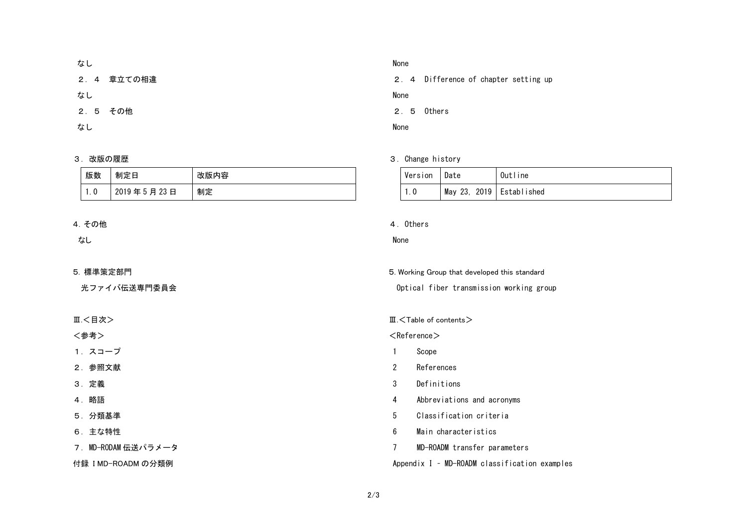なし

２．４　章立ての相違

なし

２．５　その他

なし

３．改版の履歴

| 版数 | 制定日 | 改版内容 |
|---|---|---|
| 1.0 | 2019 年 5 月 23 日 | 制定 |

4. その他

なし

5. 標準策定部門

光ファイバ伝送専門委員会

Ⅲ.＜目次＞

＜参考＞

１．スコープ

２．参照文献

３．定義

４．略語

５．分類基準

６．主な特性

７．MD-RODAM 伝送パラメータ

付録ⅠMD-ROADM の分類例

None

２．４　Difference of chapter setting up

None

２．５　Others

None

３．Change history

| Version | Date | Outline |
|---|---|---|
| 1.0 | May 23, 2019 | Established |

４．Others

None

5. Working Group that developed this standard

Optical fiber transmission working group

Ⅲ.＜Table of contents＞

＜Reference＞

1　Scope

2　References

3　Definitions

4　Abbreviations and acronyms

5　Classification criteria

6　Main characteristics

7　MD-ROADM transfer parameters

Appendix I – MD-ROADM classification examples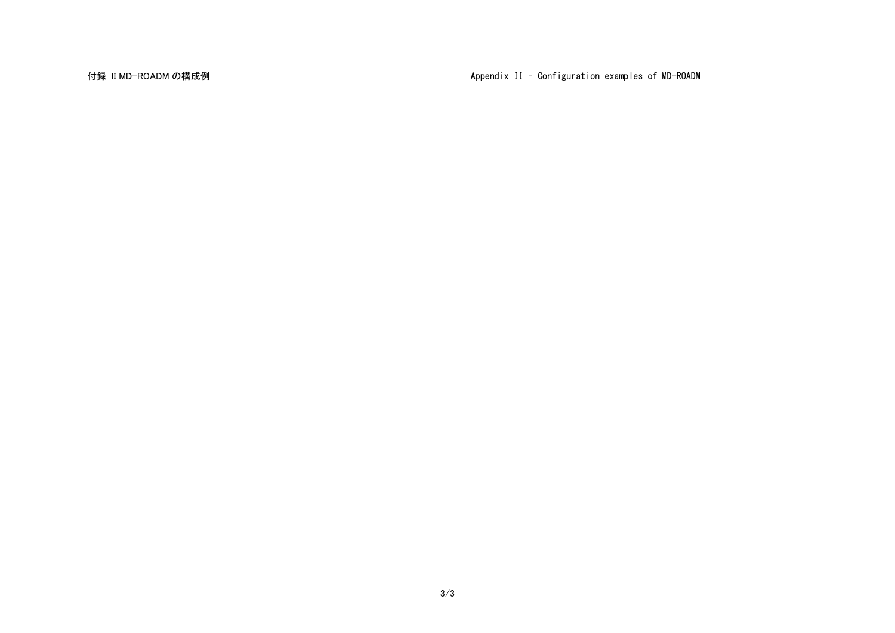付録 II MD-ROADM の構成例

Appendix II – Configuration examples of MD-ROADM